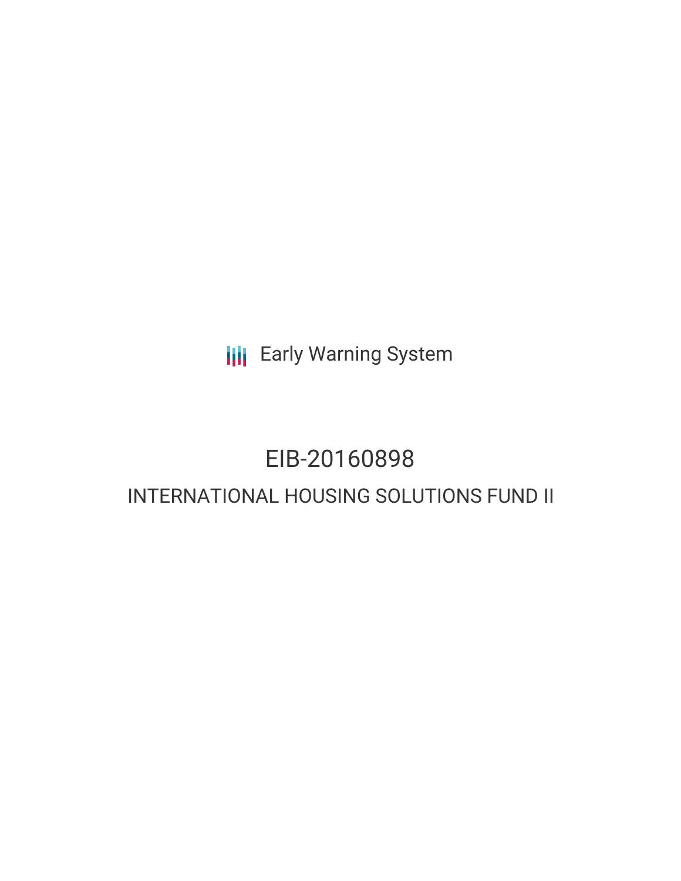Early Warning System

# EIB-20160898

## INTERNATIONAL HOUSING SOLUTIONS FUND II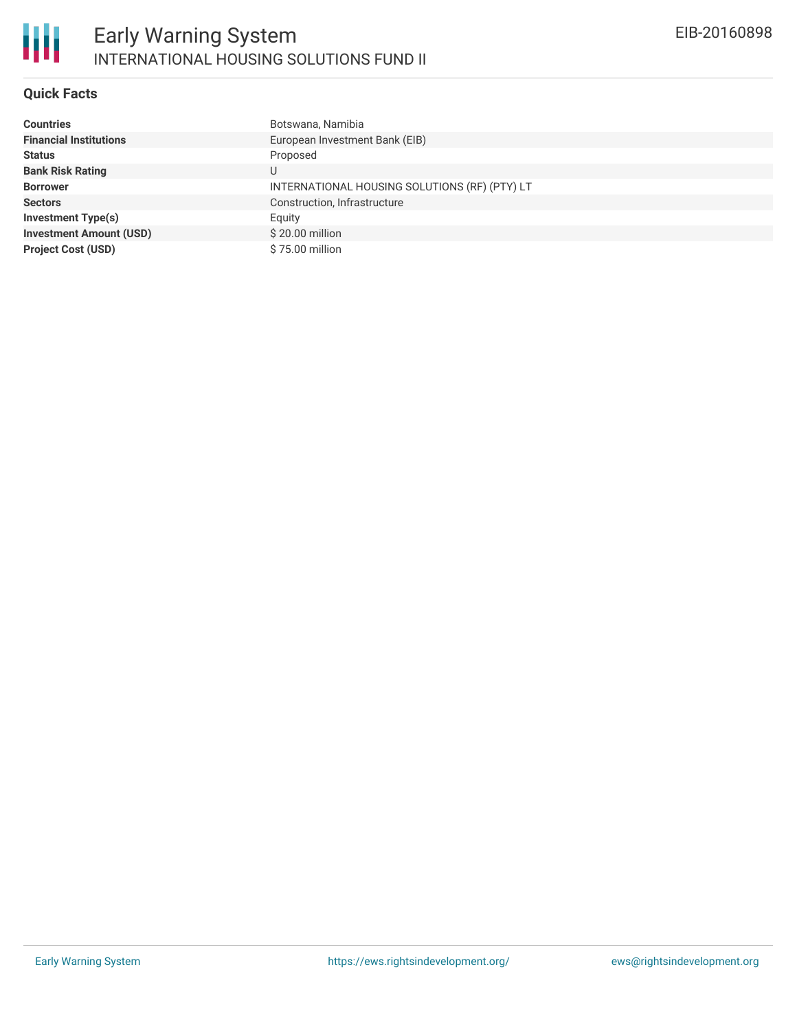## Quick Facts

| | |
|---|---|
| **Countries** | Botswana, Namibia |
| **Financial Institutions** | European Investment Bank (EIB) |
| **Status** | Proposed |
| **Bank Risk Rating** | U |
| **Borrower** | INTERNATIONAL HOUSING SOLUTIONS (RF) (PTY) LT |
| **Sectors** | Construction, Infrastructure |
| **Investment Type(s)** | Equity |
| **Investment Amount (USD)** | $ 20.00 million |
| **Project Cost (USD)** | $ 75.00 million |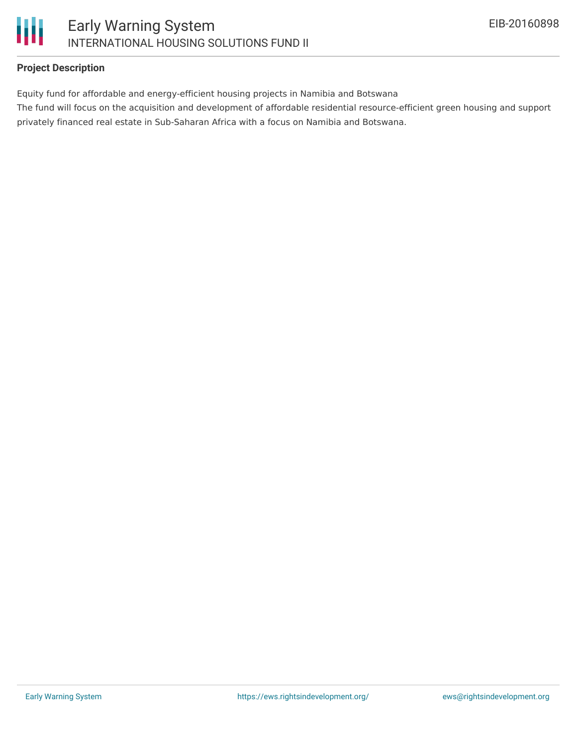### Project Description

Equity fund for affordable and energy-efficient housing projects in Namibia and Botswana

The fund will focus on the acquisition and development of affordable residential resource-efficient green housing and support privately financed real estate in Sub-Saharan Africa with a focus on Namibia and Botswana.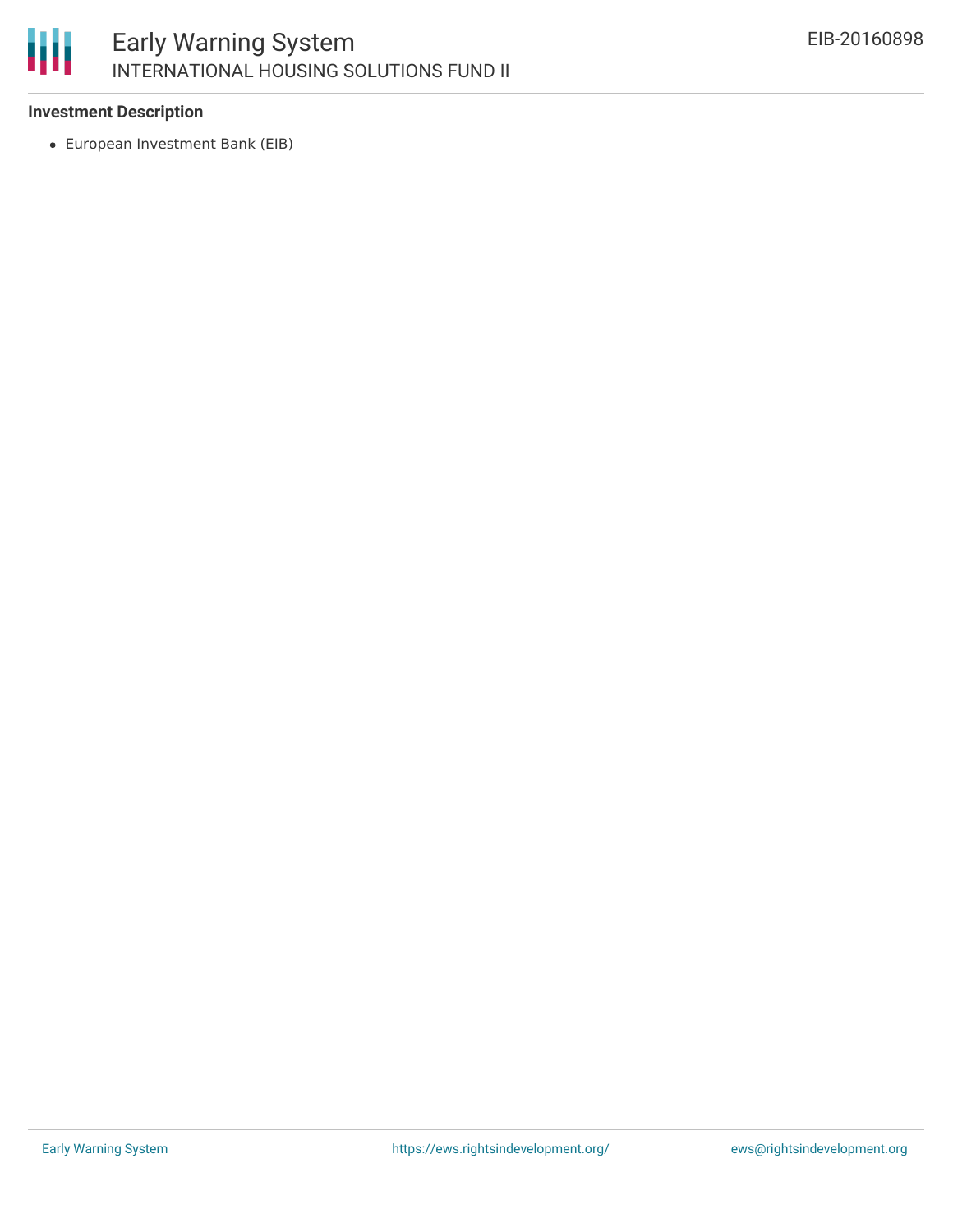**Investment Description**

- European Investment Bank (EIB)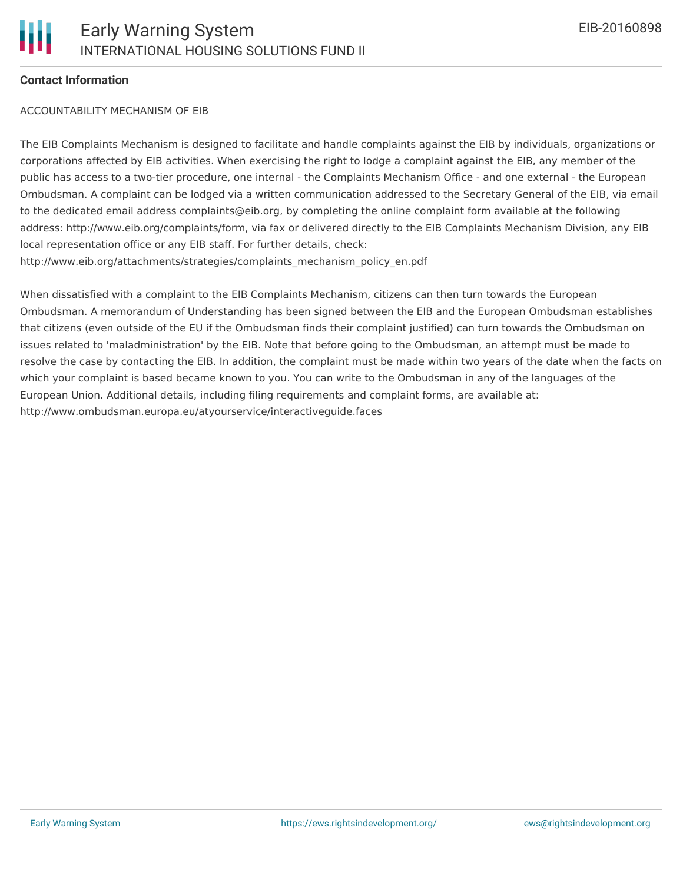**Contact Information**

ACCOUNTABILITY MECHANISM OF EIB

The EIB Complaints Mechanism is designed to facilitate and handle complaints against the EIB by individuals, organizations or corporations affected by EIB activities. When exercising the right to lodge a complaint against the EIB, any member of the public has access to a two-tier procedure, one internal - the Complaints Mechanism Office - and one external - the European Ombudsman. A complaint can be lodged via a written communication addressed to the Secretary General of the EIB, via email to the dedicated email address complaints@eib.org, by completing the online complaint form available at the following address: http://www.eib.org/complaints/form, via fax or delivered directly to the EIB Complaints Mechanism Division, any EIB local representation office or any EIB staff. For further details, check: http://www.eib.org/attachments/strategies/complaints_mechanism_policy_en.pdf

When dissatisfied with a complaint to the EIB Complaints Mechanism, citizens can then turn towards the European Ombudsman. A memorandum of Understanding has been signed between the EIB and the European Ombudsman establishes that citizens (even outside of the EU if the Ombudsman finds their complaint justified) can turn towards the Ombudsman on issues related to 'maladministration' by the EIB. Note that before going to the Ombudsman, an attempt must be made to resolve the case by contacting the EIB. In addition, the complaint must be made within two years of the date when the facts on which your complaint is based became known to you. You can write to the Ombudsman in any of the languages of the European Union. Additional details, including filing requirements and complaint forms, are available at: http://www.ombudsman.europa.eu/atyourservice/interactiveguide.faces